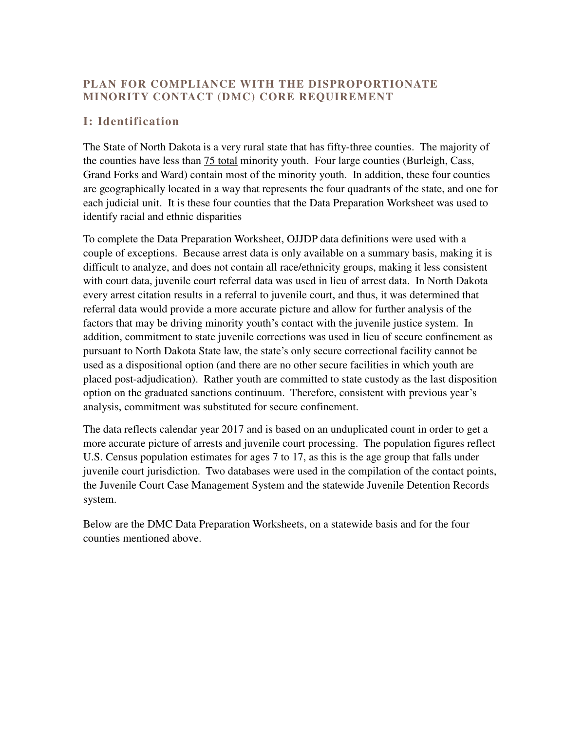# PLAN FOR COMPLIANCE WITH THE DISPROPORTIONATE MINORITY CONTACT (DMC) CORE REQUIREMENT

## I: Identification

The State of North Dakota is a very rural state that has fifty-three counties. The majority of the counties have less than 75 total minority youth. Four large counties (Burleigh, Cass, Grand Forks and Ward) contain most of the minority youth. In addition, these four counties are geographically located in a way that represents the four quadrants of the state, and one for each judicial unit. It is these four counties that the Data Preparation Worksheet was used to identify racial and ethnic disparities

To complete the Data Preparation Worksheet, OJJDP data definitions were used with a couple of exceptions. Because arrest data is only available on a summary basis, making it is difficult to analyze, and does not contain all race/ethnicity groups, making it less consistent with court data, juvenile court referral data was used in lieu of arrest data. In North Dakota every arrest citation results in a referral to juvenile court, and thus, it was determined that referral data would provide a more accurate picture and allow for further analysis of the factors that may be driving minority youth's contact with the juvenile justice system. In addition, commitment to state juvenile corrections was used in lieu of secure confinement as pursuant to North Dakota State law, the state's only secure correctional facility cannot be used as a dispositional option (and there are no other secure facilities in which youth are placed post-adjudication). Rather youth are committed to state custody as the last disposition option on the graduated sanctions continuum. Therefore, consistent with previous year's analysis, commitment was substituted for secure confinement.

The data reflects calendar year 2017 and is based on an unduplicated count in order to get a more accurate picture of arrests and juvenile court processing. The population figures reflect U.S. Census population estimates for ages 7 to 17, as this is the age group that falls under juvenile court jurisdiction. Two databases were used in the compilation of the contact points, the Juvenile Court Case Management System and the statewide Juvenile Detention Records system.

Below are the DMC Data Preparation Worksheets, on a statewide basis and for the four counties mentioned above.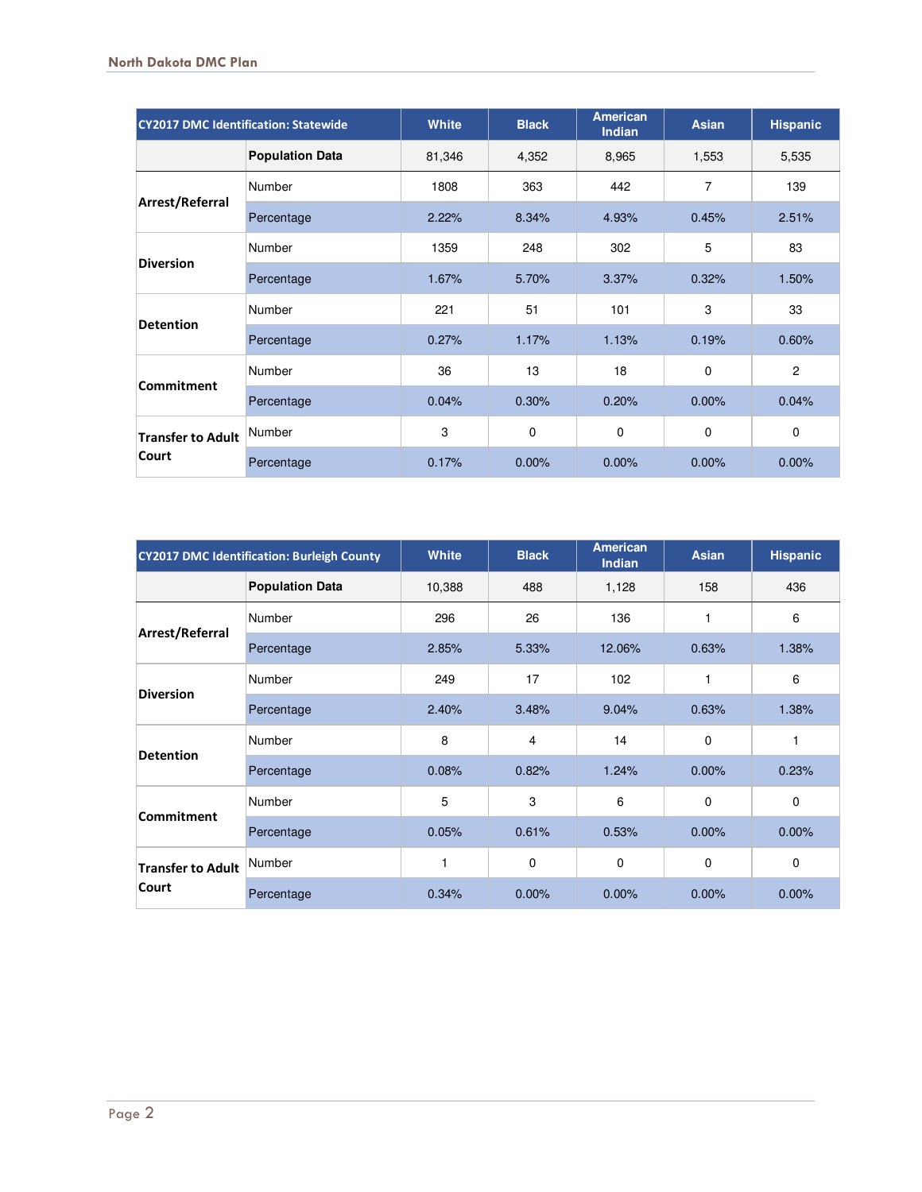| CY2017 DMC Identification: Statewide | | White | Black | American Indian | Asian | Hispanic |
|---|---|---|---|---|---|---|
| | **Population Data** | 81,346 | 4,352 | 8,965 | 1,553 | 5,535 |
| **Arrest/Referral** | Number | 1808 | 363 | 442 | 7 | 139 |
| | Percentage | 2.22% | 8.34% | 4.93% | 0.45% | 2.51% |
| **Diversion** | Number | 1359 | 248 | 302 | 5 | 83 |
| | Percentage | 1.67% | 5.70% | 3.37% | 0.32% | 1.50% |
| **Detention** | Number | 221 | 51 | 101 | 3 | 33 |
| | Percentage | 0.27% | 1.17% | 1.13% | 0.19% | 0.60% |
| **Commitment** | Number | 36 | 13 | 18 | 0 | 2 |
| | Percentage | 0.04% | 0.30% | 0.20% | 0.00% | 0.04% |
| **Transfer to Adult Court** | Number | 3 | 0 | 0 | 0 | 0 |
| | Percentage | 0.17% | 0.00% | 0.00% | 0.00% | 0.00% |

| CY2017 DMC Identification: Burleigh County | | White | Black | American Indian | Asian | Hispanic |
|---|---|---|---|---|---|---|
| | **Population Data** | 10,388 | 488 | 1,128 | 158 | 436 |
| **Arrest/Referral** | Number | 296 | 26 | 136 | 1 | 6 |
| | Percentage | 2.85% | 5.33% | 12.06% | 0.63% | 1.38% |
| **Diversion** | Number | 249 | 17 | 102 | 1 | 6 |
| | Percentage | 2.40% | 3.48% | 9.04% | 0.63% | 1.38% |
| **Detention** | Number | 8 | 4 | 14 | 0 | 1 |
| | Percentage | 0.08% | 0.82% | 1.24% | 0.00% | 0.23% |
| **Commitment** | Number | 5 | 3 | 6 | 0 | 0 |
| | Percentage | 0.05% | 0.61% | 0.53% | 0.00% | 0.00% |
| **Transfer to Adult Court** | Number | 1 | 0 | 0 | 0 | 0 |
| | Percentage | 0.34% | 0.00% | 0.00% | 0.00% | 0.00% |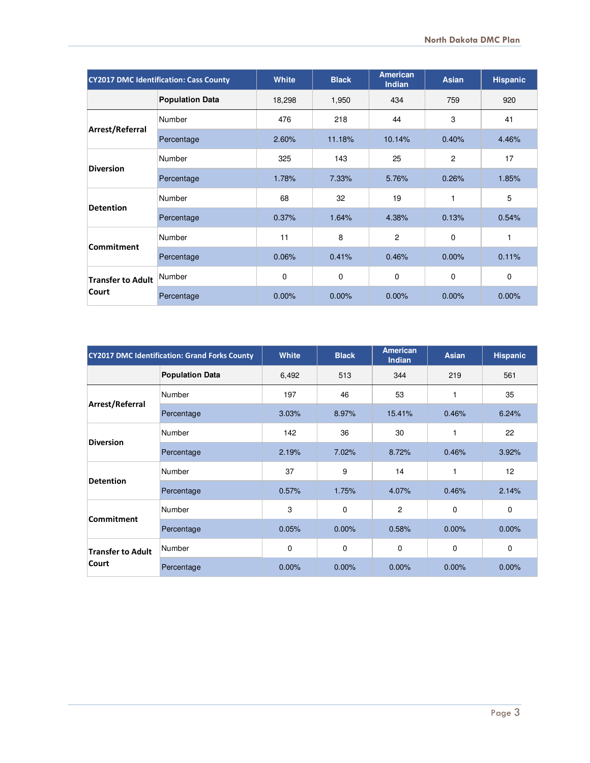| CY2017 DMC Identification: Cass County | | White | Black | American Indian | Asian | Hispanic |
|---|---|---|---|---|---|---|
| | **Population Data** | 18,298 | 1,950 | 434 | 759 | 920 |
| **Arrest/Referral** | Number | 476 | 218 | 44 | 3 | 41 |
| | Percentage | 2.60% | 11.18% | 10.14% | 0.40% | 4.46% |
| **Diversion** | Number | 325 | 143 | 25 | 2 | 17 |
| | Percentage | 1.78% | 7.33% | 5.76% | 0.26% | 1.85% |
| **Detention** | Number | 68 | 32 | 19 | 1 | 5 |
| | Percentage | 0.37% | 1.64% | 4.38% | 0.13% | 0.54% |
| **Commitment** | Number | 11 | 8 | 2 | 0 | 1 |
| | Percentage | 0.06% | 0.41% | 0.46% | 0.00% | 0.11% |
| **Transfer to Adult Court** | Number | 0 | 0 | 0 | 0 | 0 |
| | Percentage | 0.00% | 0.00% | 0.00% | 0.00% | 0.00% |

| CY2017 DMC Identification: Grand Forks County | | White | Black | American Indian | Asian | Hispanic |
|---|---|---|---|---|---|---|
| | **Population Data** | 6,492 | 513 | 344 | 219 | 561 |
| **Arrest/Referral** | Number | 197 | 46 | 53 | 1 | 35 |
| | Percentage | 3.03% | 8.97% | 15.41% | 0.46% | 6.24% |
| **Diversion** | Number | 142 | 36 | 30 | 1 | 22 |
| | Percentage | 2.19% | 7.02% | 8.72% | 0.46% | 3.92% |
| **Detention** | Number | 37 | 9 | 14 | 1 | 12 |
| | Percentage | 0.57% | 1.75% | 4.07% | 0.46% | 2.14% |
| **Commitment** | Number | 3 | 0 | 2 | 0 | 0 |
| | Percentage | 0.05% | 0.00% | 0.58% | 0.00% | 0.00% |
| **Transfer to Adult Court** | Number | 0 | 0 | 0 | 0 | 0 |
| | Percentage | 0.00% | 0.00% | 0.00% | 0.00% | 0.00% |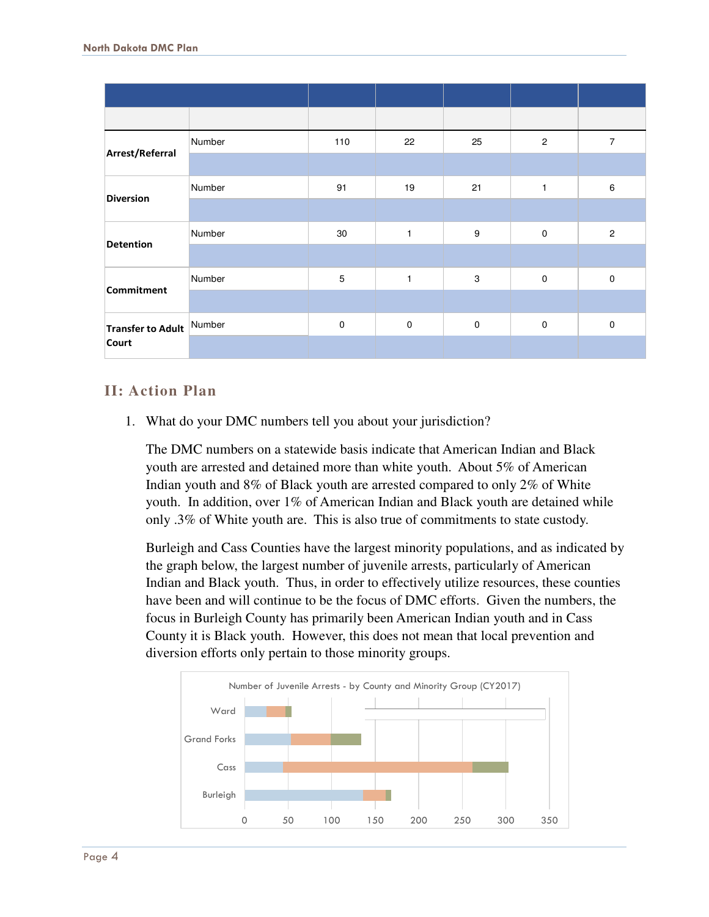|  |  |  |  |  |  |  |
|---|---|---|---|---|---|---|
|  |  |  |  |  |  |  |
| **Arrest/Referral** | Number | 110 | 22 | 25 | 2 | 7 |
|  |  |  |  |  |  |  |
| **Diversion** | Number | 91 | 19 | 21 | 1 | 6 |
|  |  |  |  |  |  |  |
| **Detention** | Number | 30 | 1 | 9 | 0 | 2 |
|  |  |  |  |  |  |  |
| **Commitment** | Number | 5 | 1 | 3 | 0 | 0 |
|  |  |  |  |  |  |  |
| **Transfer to Adult Court** | Number | 0 | 0 | 0 | 0 | 0 |
|  |  |  |  |  |  |  |

## II: Action Plan

1. What do your DMC numbers tell you about your jurisdiction?

   The DMC numbers on a statewide basis indicate that American Indian and Black youth are arrested and detained more than white youth. About 5% of American Indian youth and 8% of Black youth are arrested compared to only 2% of White youth. In addition, over 1% of American Indian and Black youth are detained while only .3% of White youth are. This is also true of commitments to state custody.

   Burleigh and Cass Counties have the largest minority populations, and as indicated by the graph below, the largest number of juvenile arrests, particularly of American Indian and Black youth. Thus, in order to effectively utilize resources, these counties have been and will continue to be the focus of DMC efforts. Given the numbers, the focus in Burleigh County has primarily been American Indian youth and in Cass County it is Black youth. However, this does not mean that local prevention and diversion efforts only pertain to those minority groups.

Number of Juvenile Arrests - by County and Minority Group (CY2017)

| County |
|---|
| Ward |
| Grand Forks |
| Cass |
| Burleigh |

0 50 100 150 200 250 300 350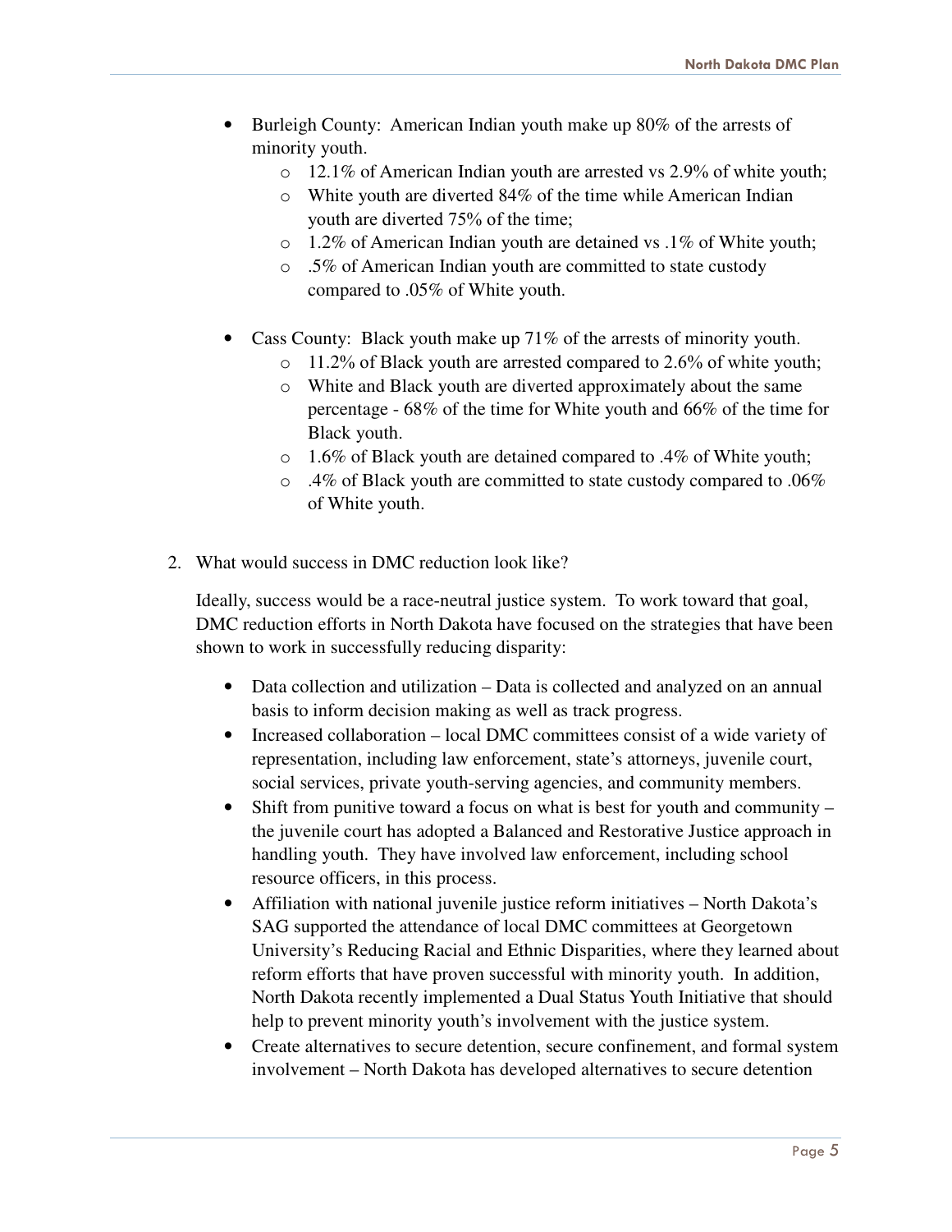- Burleigh County: American Indian youth make up 80% of the arrests of minority youth.
  - 12.1% of American Indian youth are arrested vs 2.9% of white youth;
  - White youth are diverted 84% of the time while American Indian youth are diverted 75% of the time;
  - 1.2% of American Indian youth are detained vs .1% of White youth;
  - .5% of American Indian youth are committed to state custody compared to .05% of White youth.

- Cass County: Black youth make up 71% of the arrests of minority youth.
  - 11.2% of Black youth are arrested compared to 2.6% of white youth;
  - White and Black youth are diverted approximately about the same percentage - 68% of the time for White youth and 66% of the time for Black youth.
  - 1.6% of Black youth are detained compared to .4% of White youth;
  - .4% of Black youth are committed to state custody compared to .06% of White youth.

2. What would success in DMC reduction look like?

   Ideally, success would be a race-neutral justice system. To work toward that goal, DMC reduction efforts in North Dakota have focused on the strategies that have been shown to work in successfully reducing disparity:

   - Data collection and utilization – Data is collected and analyzed on an annual basis to inform decision making as well as track progress.
   - Increased collaboration – local DMC committees consist of a wide variety of representation, including law enforcement, state's attorneys, juvenile court, social services, private youth-serving agencies, and community members.
   - Shift from punitive toward a focus on what is best for youth and community – the juvenile court has adopted a Balanced and Restorative Justice approach in handling youth. They have involved law enforcement, including school resource officers, in this process.
   - Affiliation with national juvenile justice reform initiatives – North Dakota's SAG supported the attendance of local DMC committees at Georgetown University's Reducing Racial and Ethnic Disparities, where they learned about reform efforts that have proven successful with minority youth. In addition, North Dakota recently implemented a Dual Status Youth Initiative that should help to prevent minority youth's involvement with the justice system.
   - Create alternatives to secure detention, secure confinement, and formal system involvement – North Dakota has developed alternatives to secure detention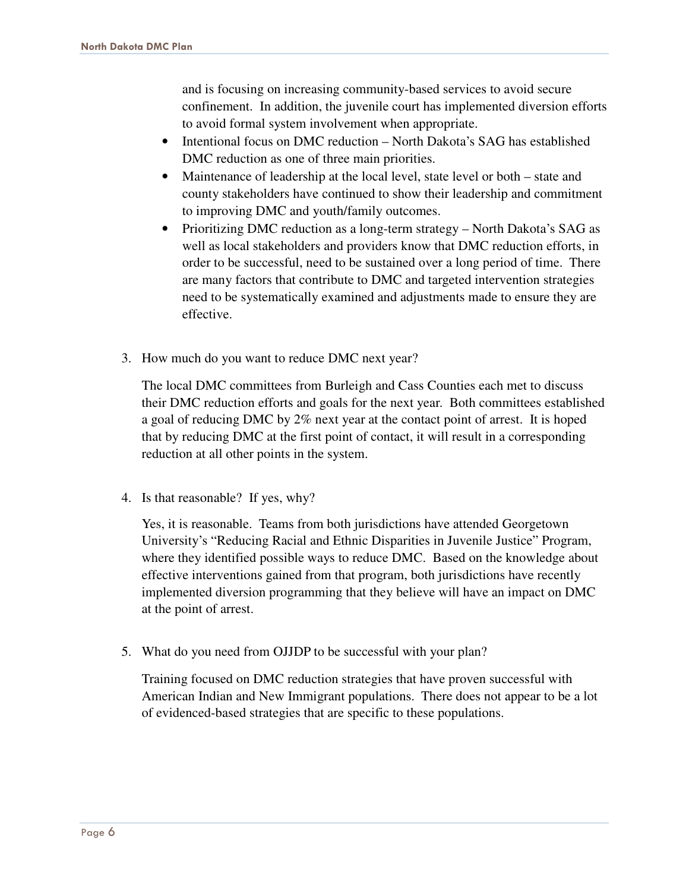and is focusing on increasing community-based services to avoid secure confinement. In addition, the juvenile court has implemented diversion efforts to avoid formal system involvement when appropriate.

- Intentional focus on DMC reduction – North Dakota's SAG has established DMC reduction as one of three main priorities.
- Maintenance of leadership at the local level, state level or both – state and county stakeholders have continued to show their leadership and commitment to improving DMC and youth/family outcomes.
- Prioritizing DMC reduction as a long-term strategy – North Dakota's SAG as well as local stakeholders and providers know that DMC reduction efforts, in order to be successful, need to be sustained over a long period of time. There are many factors that contribute to DMC and targeted intervention strategies need to be systematically examined and adjustments made to ensure they are effective.

3. How much do you want to reduce DMC next year?

   The local DMC committees from Burleigh and Cass Counties each met to discuss their DMC reduction efforts and goals for the next year. Both committees established a goal of reducing DMC by 2% next year at the contact point of arrest. It is hoped that by reducing DMC at the first point of contact, it will result in a corresponding reduction at all other points in the system.

4. Is that reasonable? If yes, why?

   Yes, it is reasonable. Teams from both jurisdictions have attended Georgetown University's "Reducing Racial and Ethnic Disparities in Juvenile Justice" Program, where they identified possible ways to reduce DMC. Based on the knowledge about effective interventions gained from that program, both jurisdictions have recently implemented diversion programming that they believe will have an impact on DMC at the point of arrest.

5. What do you need from OJJDP to be successful with your plan?

   Training focused on DMC reduction strategies that have proven successful with American Indian and New Immigrant populations. There does not appear to be a lot of evidenced-based strategies that are specific to these populations.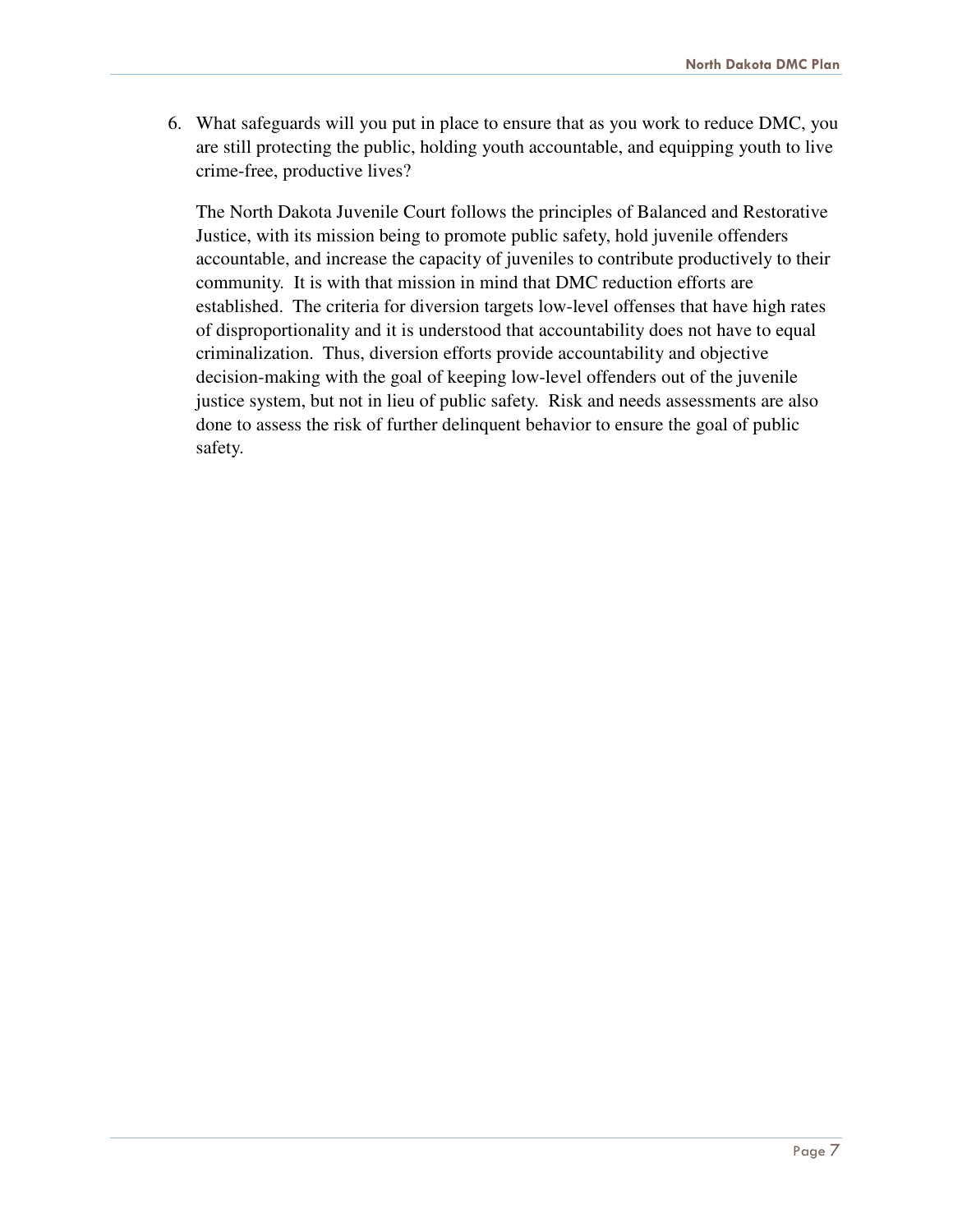6. What safeguards will you put in place to ensure that as you work to reduce DMC, you are still protecting the public, holding youth accountable, and equipping youth to live crime-free, productive lives?

   The North Dakota Juvenile Court follows the principles of Balanced and Restorative Justice, with its mission being to promote public safety, hold juvenile offenders accountable, and increase the capacity of juveniles to contribute productively to their community. It is with that mission in mind that DMC reduction efforts are established. The criteria for diversion targets low-level offenses that have high rates of disproportionality and it is understood that accountability does not have to equal criminalization. Thus, diversion efforts provide accountability and objective decision-making with the goal of keeping low-level offenders out of the juvenile justice system, but not in lieu of public safety. Risk and needs assessments are also done to assess the risk of further delinquent behavior to ensure the goal of public safety.